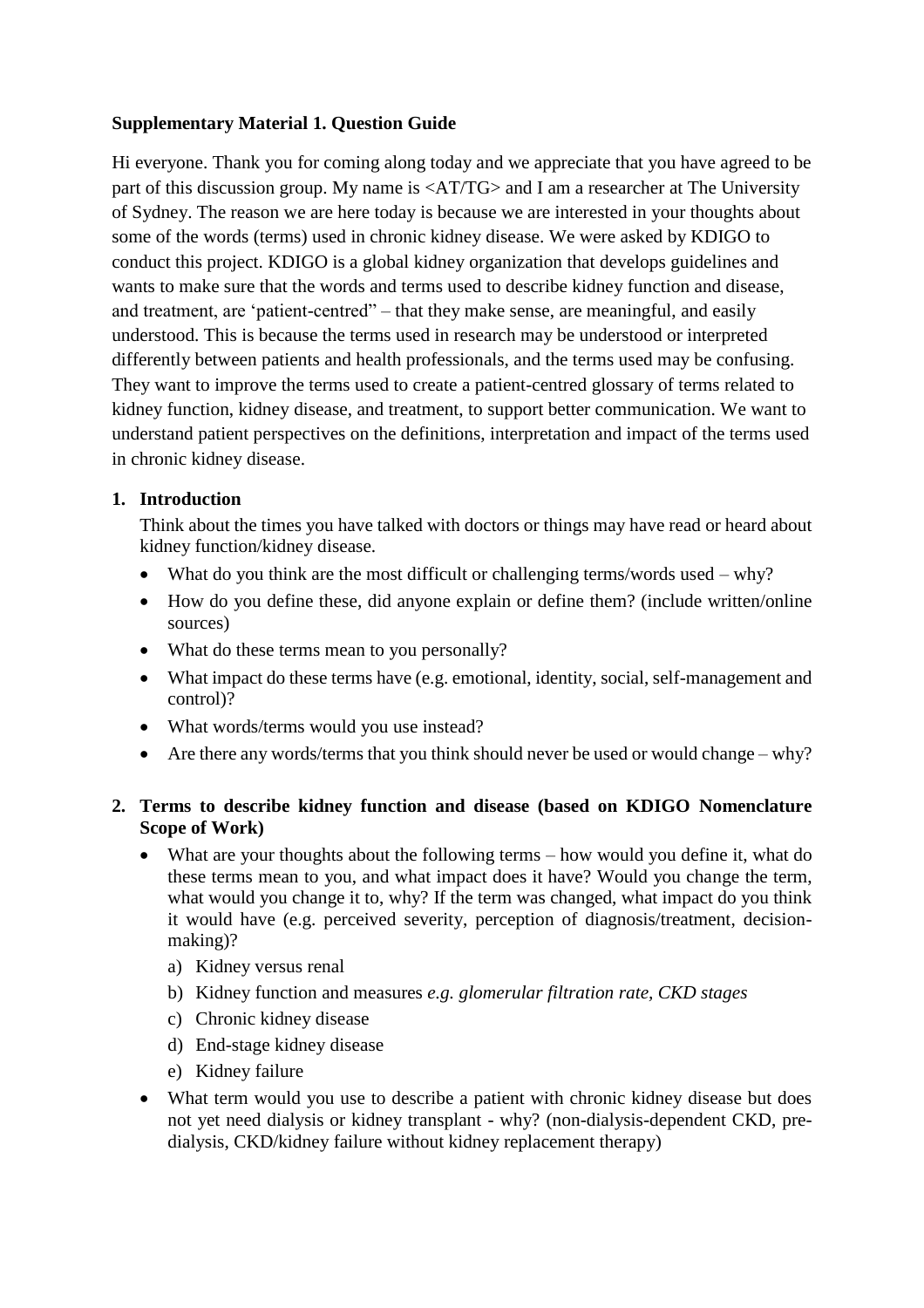**Supplementary Material 1. Question Guide**

Hi everyone. Thank you for coming along today and we appreciate that you have agreed to be part of this discussion group. My name is <AT/TG> and I am a researcher at The University of Sydney. The reason we are here today is because we are interested in your thoughts about some of the words (terms) used in chronic kidney disease. We were asked by KDIGO to conduct this project. KDIGO is a global kidney organization that develops guidelines and wants to make sure that the words and terms used to describe kidney function and disease, and treatment, are 'patient-centred" – that they make sense, are meaningful, and easily understood. This is because the terms used in research may be understood or interpreted differently between patients and health professionals, and the terms used may be confusing. They want to improve the terms used to create a patient-centred glossary of terms related to kidney function, kidney disease, and treatment, to support better communication. We want to understand patient perspectives on the definitions, interpretation and impact of the terms used in chronic kidney disease.

1. **Introduction**

   Think about the times you have talked with doctors or things may have read or heard about kidney function/kidney disease.

   - What do you think are the most difficult or challenging terms/words used – why?
   - How do you define these, did anyone explain or define them? (include written/online sources)
   - What do these terms mean to you personally?
   - What impact do these terms have (e.g. emotional, identity, social, self-management and control)?
   - What words/terms would you use instead?
   - Are there any words/terms that you think should never be used or would change – why?

2. **Terms to describe kidney function and disease (based on KDIGO Nomenclature Scope of Work)**

   - What are your thoughts about the following terms – how would you define it, what do these terms mean to you, and what impact does it have? Would you change the term, what would you change it to, why? If the term was changed, what impact do you think it would have (e.g. perceived severity, perception of diagnosis/treatment, decision-making)?
     a) Kidney versus renal
     b) Kidney function and measures *e.g. glomerular filtration rate, CKD stages*
     c) Chronic kidney disease
     d) End-stage kidney disease
     e) Kidney failure
   - What term would you use to describe a patient with chronic kidney disease but does not yet need dialysis or kidney transplant - why? (non-dialysis-dependent CKD, pre-dialysis, CKD/kidney failure without kidney replacement therapy)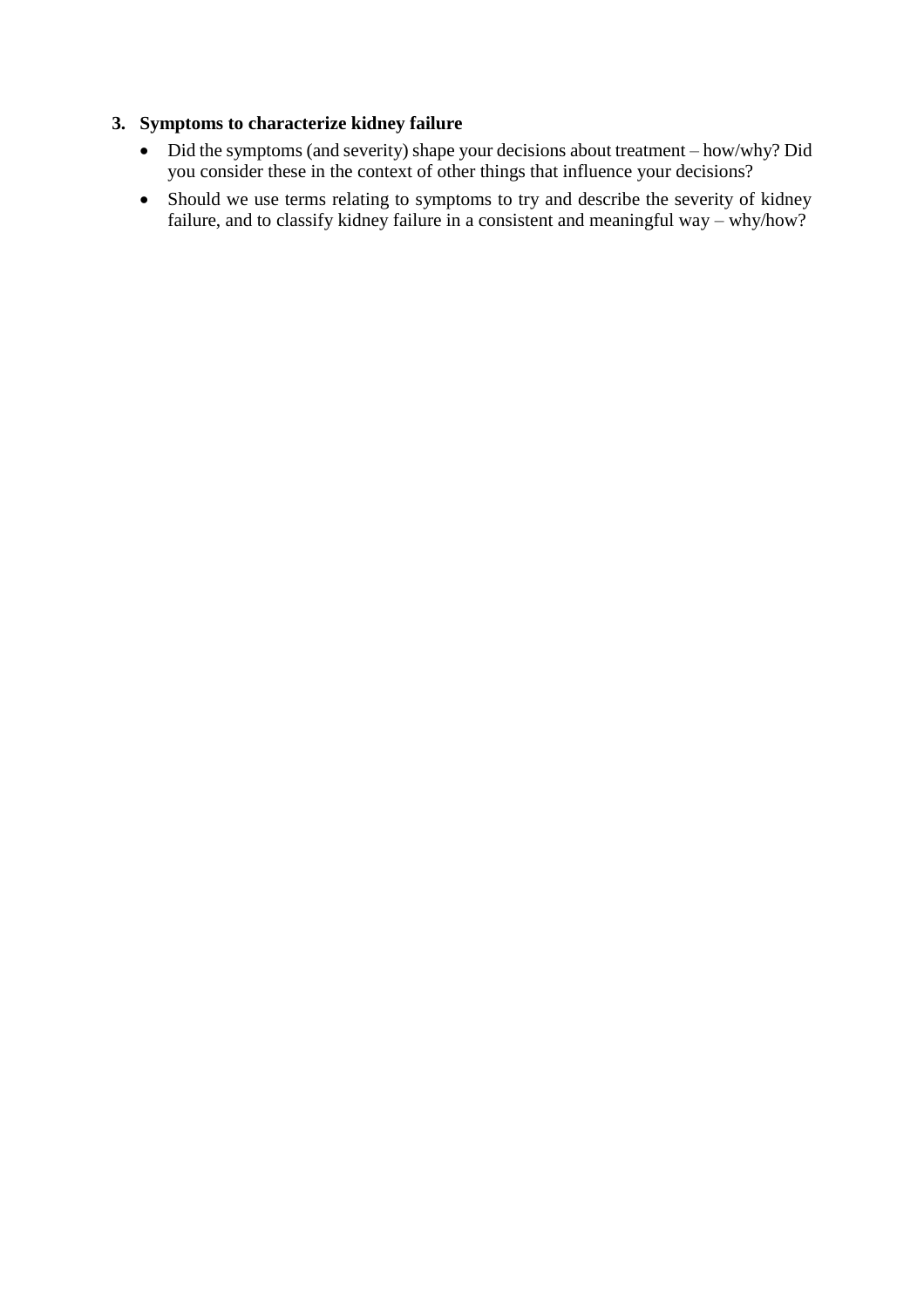3. **Symptoms to characterize kidney failure**
   - Did the symptoms (and severity) shape your decisions about treatment – how/why? Did you consider these in the context of other things that influence your decisions?
   - Should we use terms relating to symptoms to try and describe the severity of kidney failure, and to classify kidney failure in a consistent and meaningful way – why/how?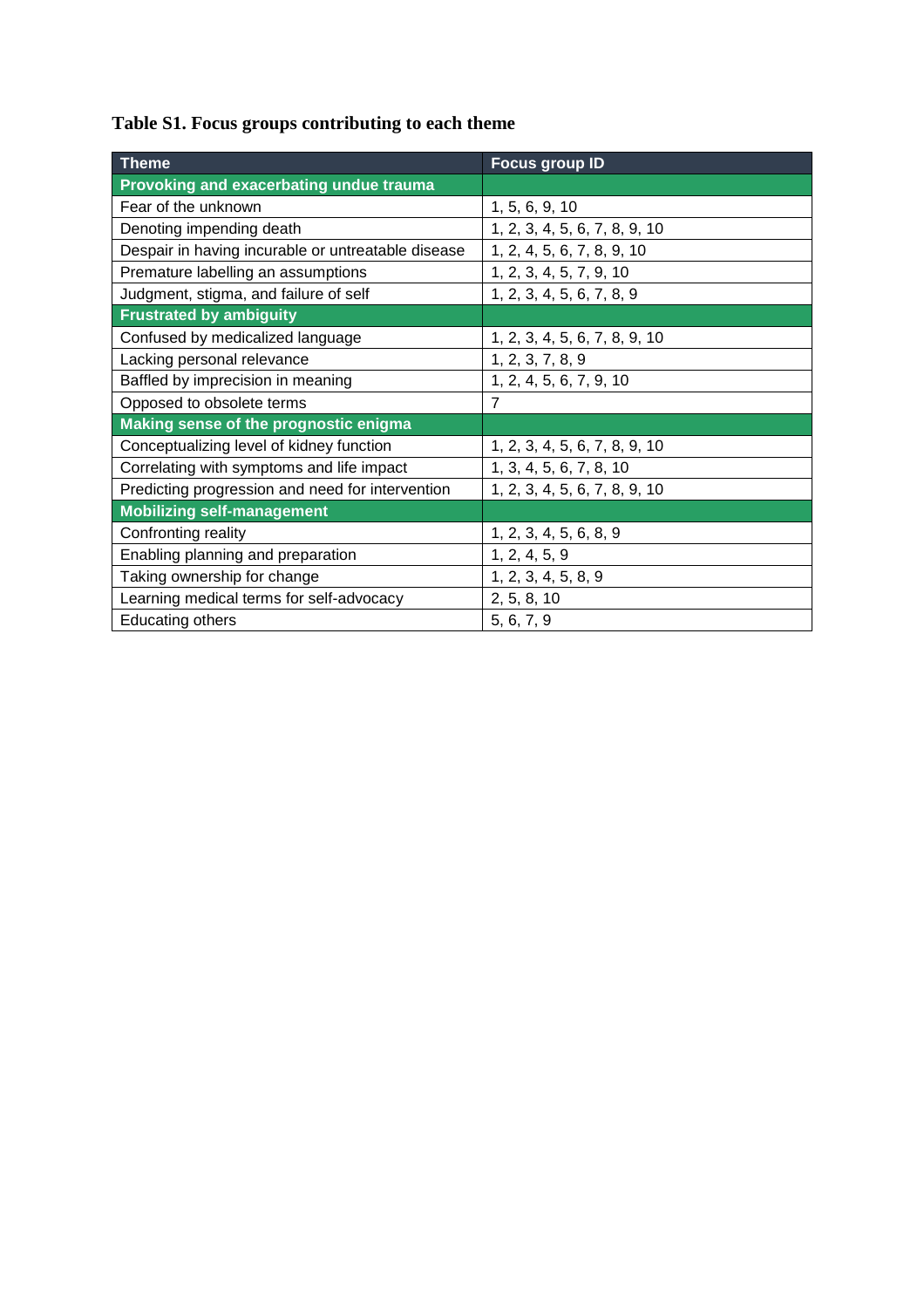**Table S1. Focus groups contributing to each theme**

| Theme | Focus group ID |
|---|---|
| **Provoking and exacerbating undue trauma** | |
| Fear of the unknown | 1, 5, 6, 9, 10 |
| Denoting impending death | 1, 2, 3, 4, 5, 6, 7, 8, 9, 10 |
| Despair in having incurable or untreatable disease | 1, 2, 4, 5, 6, 7, 8, 9, 10 |
| Premature labelling an assumptions | 1, 2, 3, 4, 5, 7, 9, 10 |
| Judgment, stigma, and failure of self | 1, 2, 3, 4, 5, 6, 7, 8, 9 |
| **Frustrated by ambiguity** | |
| Confused by medicalized language | 1, 2, 3, 4, 5, 6, 7, 8, 9, 10 |
| Lacking personal relevance | 1, 2, 3, 7, 8, 9 |
| Baffled by imprecision in meaning | 1, 2, 4, 5, 6, 7, 9, 10 |
| Opposed to obsolete terms | 7 |
| **Making sense of the prognostic enigma** | |
| Conceptualizing level of kidney function | 1, 2, 3, 4, 5, 6, 7, 8, 9, 10 |
| Correlating with symptoms and life impact | 1, 3, 4, 5, 6, 7, 8, 10 |
| Predicting progression and need for intervention | 1, 2, 3, 4, 5, 6, 7, 8, 9, 10 |
| **Mobilizing self-management** | |
| Confronting reality | 1, 2, 3, 4, 5, 6, 8, 9 |
| Enabling planning and preparation | 1, 2, 4, 5, 9 |
| Taking ownership for change | 1, 2, 3, 4, 5, 8, 9 |
| Learning medical terms for self-advocacy | 2, 5, 8, 10 |
| Educating others | 5, 6, 7, 9 |